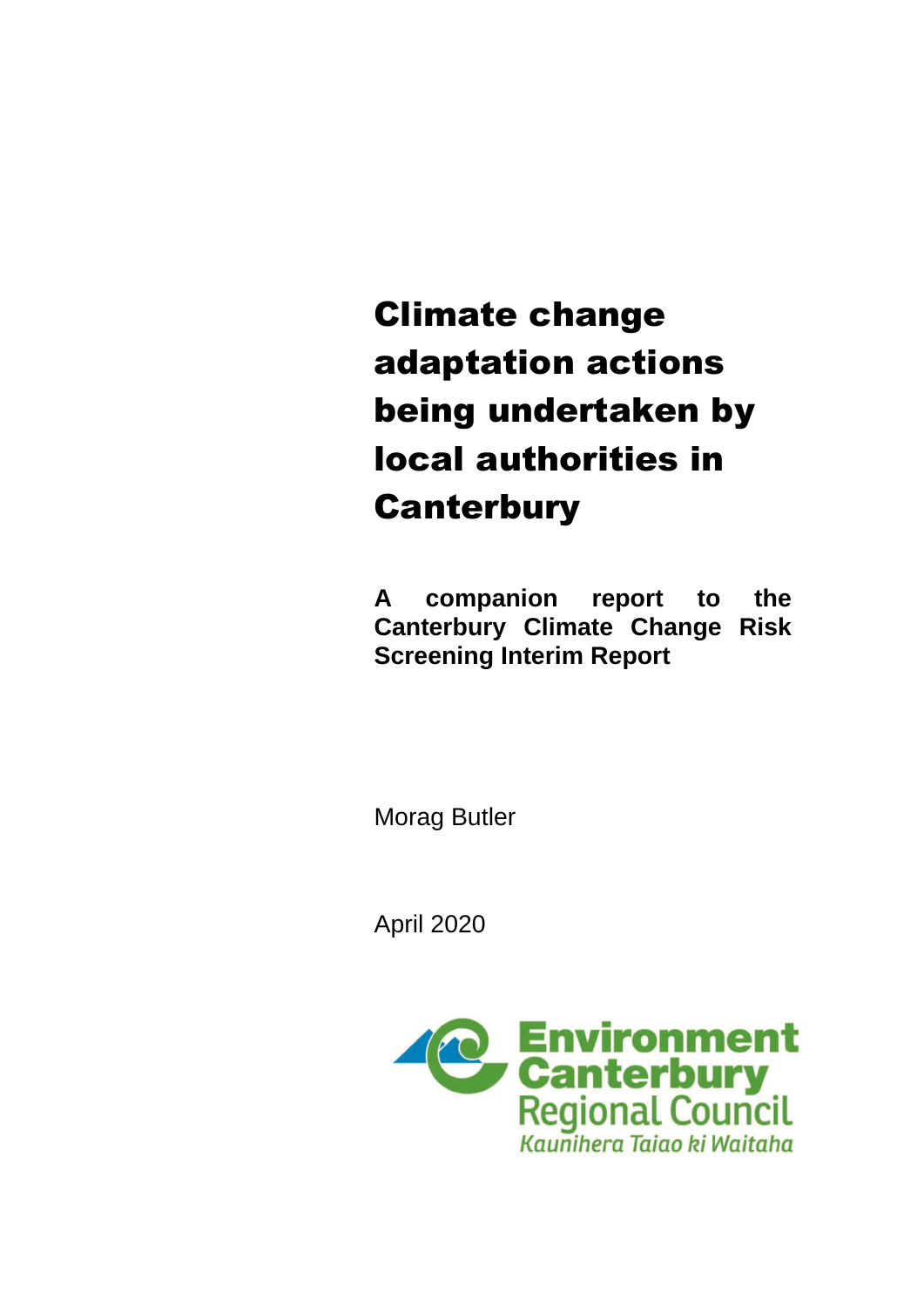# Climate change adaptation actions being undertaken by local authorities in Canterbury

**A companion report to the Canterbury Climate Change Risk Screening Interim Report**

Morag Butler

April 2020

Environment Canterbury Regional Council
*Kaunihera Taiao ki Waitaha*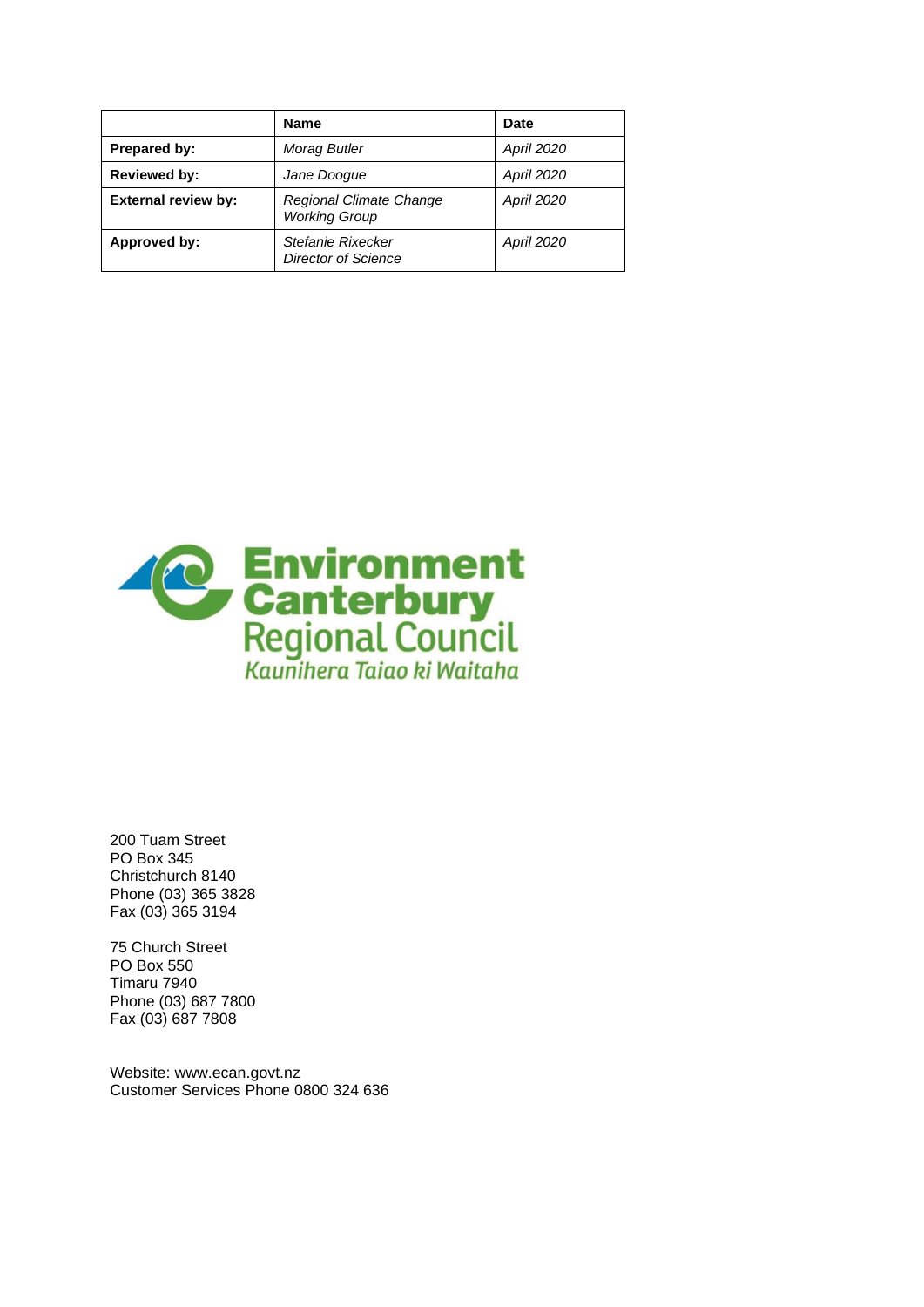| | **Name** | **Date** |
|---|---|---|
| **Prepared by:** | *Morag Butler* | *April 2020* |
| **Reviewed by:** | *Jane Doogue* | *April 2020* |
| **External review by:** | *Regional Climate Change Working Group* | *April 2020* |
| **Approved by:** | *Stefanie Rixecker Director of Science* | *April 2020* |

Environment Canterbury Regional Council
*Kaunihera Taiao ki Waitaha*

200 Tuam Street
PO Box 345
Christchurch 8140
Phone (03) 365 3828
Fax (03) 365 3194

75 Church Street
PO Box 550
Timaru 7940
Phone (03) 687 7800
Fax (03) 687 7808

Website: www.ecan.govt.nz
Customer Services Phone 0800 324 636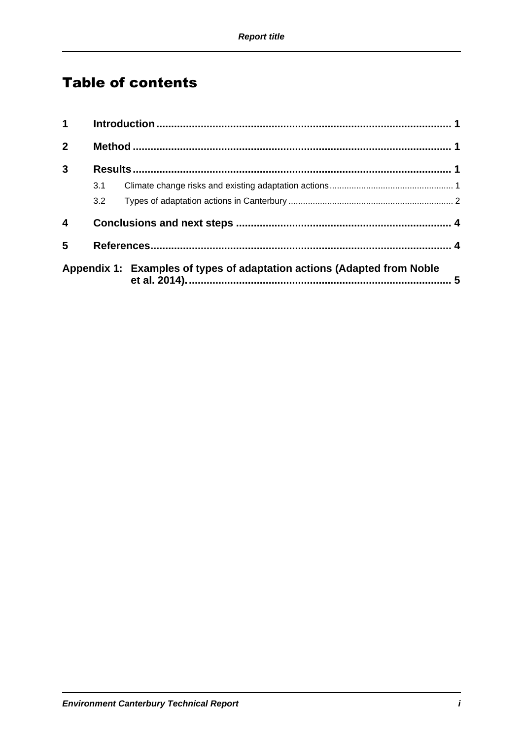# Table of contents

| | | |
|---|---|---|
| **1** | **Introduction** | **1** |
| **2** | **Method** | **1** |
| **3** | **Results** | **1** |
| 3.1 | Climate change risks and existing adaptation actions | 1 |
| 3.2 | Types of adaptation actions in Canterbury | 2 |
| **4** | **Conclusions and next steps** | **4** |
| **5** | **References** | **4** |
| **Appendix 1:** | **Examples of types of adaptation actions (Adapted from Noble et al. 2014).** | **5** |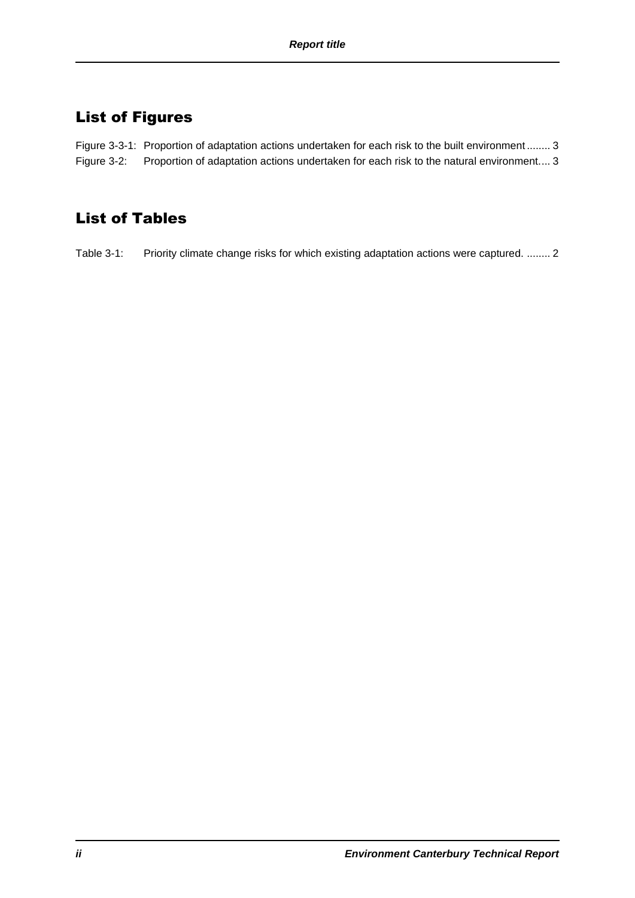## List of Figures

Figure 3-3-1: Proportion of adaptation actions undertaken for each risk to the built environment ........ 3
Figure 3-2: Proportion of adaptation actions undertaken for each risk to the natural environment.... 3

## List of Tables

Table 3-1: Priority climate change risks for which existing adaptation actions were captured. ........ 2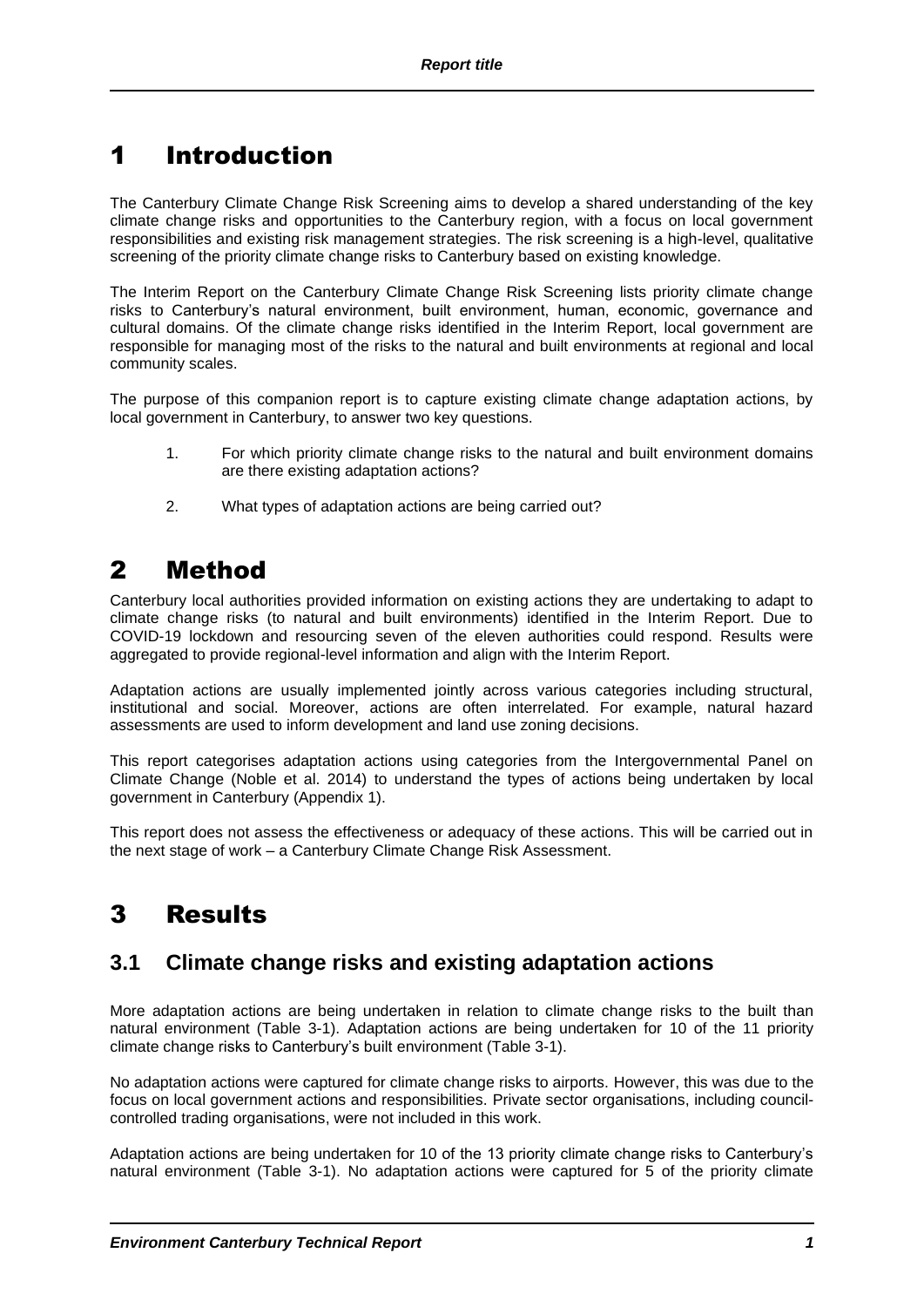# 1 Introduction

The Canterbury Climate Change Risk Screening aims to develop a shared understanding of the key climate change risks and opportunities to the Canterbury region, with a focus on local government responsibilities and existing risk management strategies. The risk screening is a high-level, qualitative screening of the priority climate change risks to Canterbury based on existing knowledge.

The Interim Report on the Canterbury Climate Change Risk Screening lists priority climate change risks to Canterbury's natural environment, built environment, human, economic, governance and cultural domains. Of the climate change risks identified in the Interim Report, local government are responsible for managing most of the risks to the natural and built environments at regional and local community scales.

The purpose of this companion report is to capture existing climate change adaptation actions, by local government in Canterbury, to answer two key questions.

1. For which priority climate change risks to the natural and built environment domains are there existing adaptation actions?
2. What types of adaptation actions are being carried out?

# 2 Method

Canterbury local authorities provided information on existing actions they are undertaking to adapt to climate change risks (to natural and built environments) identified in the Interim Report. Due to COVID-19 lockdown and resourcing seven of the eleven authorities could respond. Results were aggregated to provide regional-level information and align with the Interim Report.

Adaptation actions are usually implemented jointly across various categories including structural, institutional and social. Moreover, actions are often interrelated. For example, natural hazard assessments are used to inform development and land use zoning decisions.

This report categorises adaptation actions using categories from the Intergovernmental Panel on Climate Change (Noble et al. 2014) to understand the types of actions being undertaken by local government in Canterbury (Appendix 1).

This report does not assess the effectiveness or adequacy of these actions. This will be carried out in the next stage of work – a Canterbury Climate Change Risk Assessment.

# 3 Results

## 3.1 Climate change risks and existing adaptation actions

More adaptation actions are being undertaken in relation to climate change risks to the built than natural environment (Table 3-1). Adaptation actions are being undertaken for 10 of the 11 priority climate change risks to Canterbury's built environment (Table 3-1).

No adaptation actions were captured for climate change risks to airports. However, this was due to the focus on local government actions and responsibilities. Private sector organisations, including council-controlled trading organisations, were not included in this work.

Adaptation actions are being undertaken for 10 of the 13 priority climate change risks to Canterbury's natural environment (Table 3-1). No adaptation actions were captured for 5 of the priority climate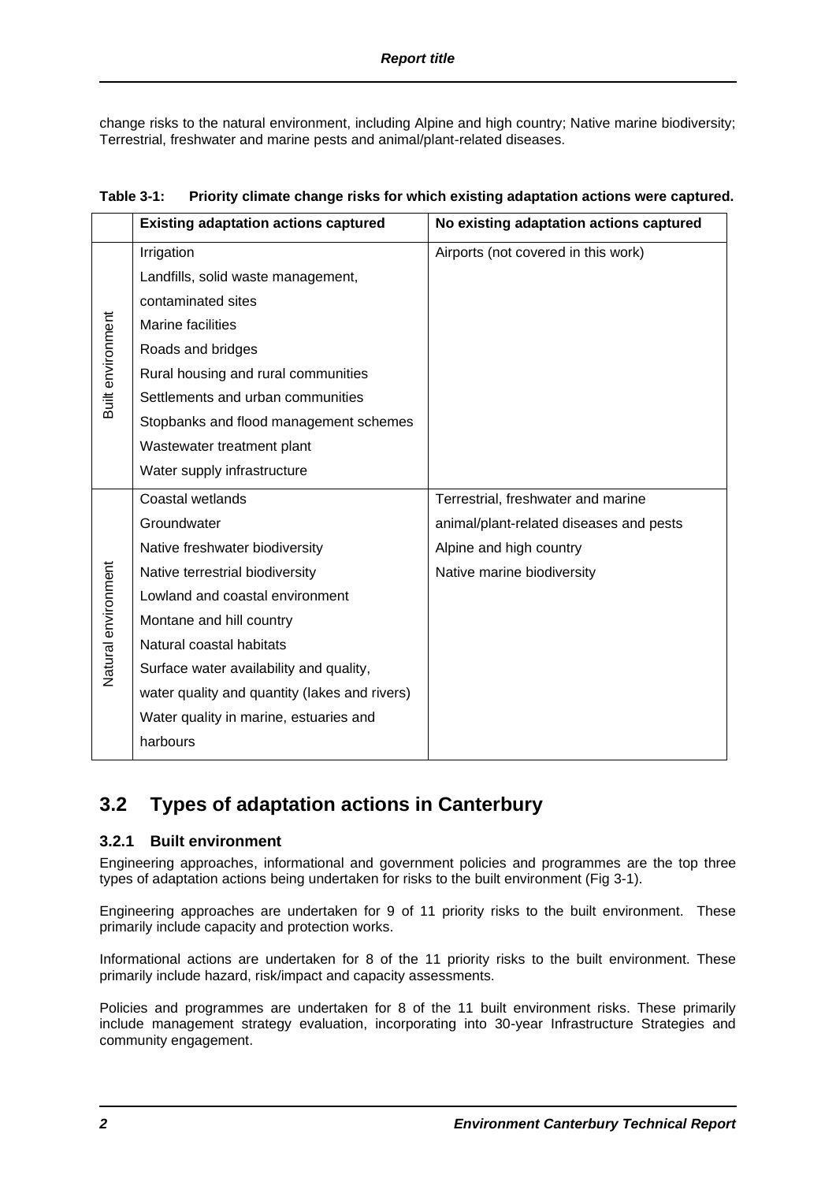change risks to the natural environment, including Alpine and high country; Native marine biodiversity; Terrestrial, freshwater and marine pests and animal/plant-related diseases.

**Table 3-1: Priority climate change risks for which existing adaptation actions were captured.**

| | Existing adaptation actions captured | No existing adaptation actions captured |
|---|---|---|
| Built environment | Irrigation<br>Landfills, solid waste management, contaminated sites<br>Marine facilities<br>Roads and bridges<br>Rural housing and rural communities<br>Settlements and urban communities<br>Stopbanks and flood management schemes<br>Wastewater treatment plant<br>Water supply infrastructure | Airports (not covered in this work) |
| Natural environment | Coastal wetlands<br>Groundwater<br>Native freshwater biodiversity<br>Native terrestrial biodiversity<br>Lowland and coastal environment<br>Montane and hill country<br>Natural coastal habitats<br>Surface water availability and quality, water quality and quantity (lakes and rivers)<br>Water quality in marine, estuaries and harbours | Terrestrial, freshwater and marine animal/plant-related diseases and pests<br>Alpine and high country<br>Native marine biodiversity |

## 3.2 Types of adaptation actions in Canterbury

### 3.2.1 Built environment

Engineering approaches, informational and government policies and programmes are the top three types of adaptation actions being undertaken for risks to the built environment (Fig 3-1).

Engineering approaches are undertaken for 9 of 11 priority risks to the built environment. These primarily include capacity and protection works.

Informational actions are undertaken for 8 of the 11 priority risks to the built environment. These primarily include hazard, risk/impact and capacity assessments.

Policies and programmes are undertaken for 8 of the 11 built environment risks. These primarily include management strategy evaluation, incorporating into 30-year Infrastructure Strategies and community engagement.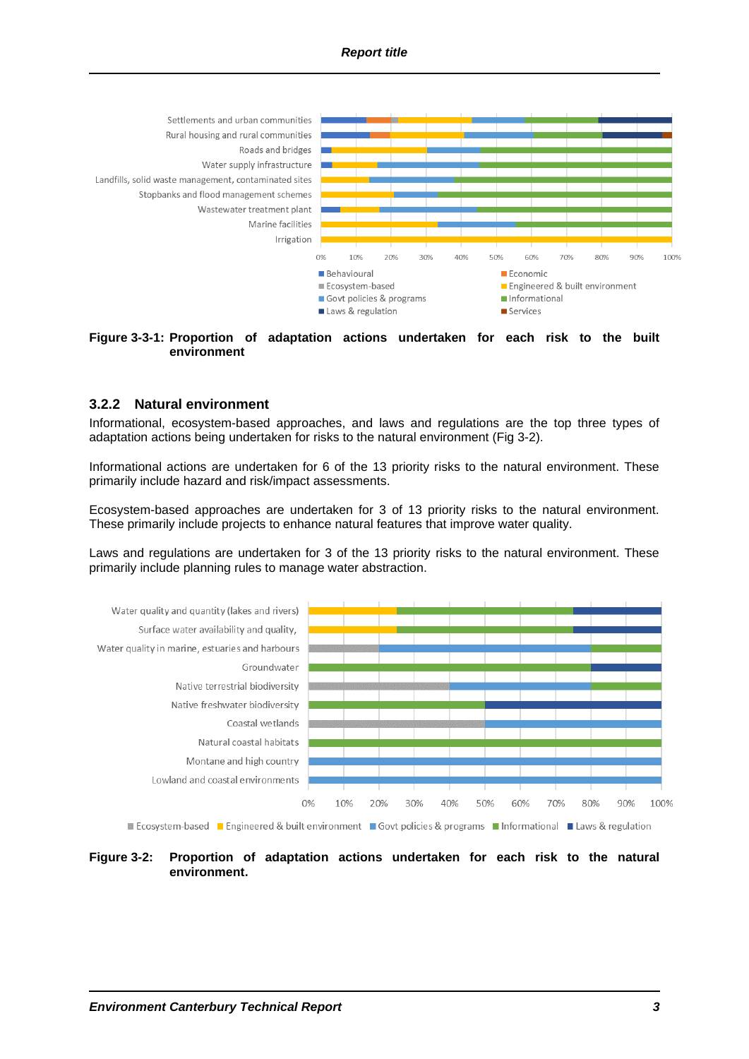Figure 3-3-1: Proportion of adaptation actions undertaken for each risk to the built environment

### 3.2.2 Natural environment

Informational, ecosystem-based approaches, and laws and regulations are the top three types of adaptation actions being undertaken for risks to the natural environment (Fig 3-2).

Informational actions are undertaken for 6 of the 13 priority risks to the natural environment. These primarily include hazard and risk/impact assessments.

Ecosystem-based approaches are undertaken for 3 of 13 priority risks to the natural environment. These primarily include projects to enhance natural features that improve water quality.

Laws and regulations are undertaken for 3 of the 13 priority risks to the natural environment. These primarily include planning rules to manage water abstraction.

Figure 3-2: Proportion of adaptation actions undertaken for each risk to the natural environment.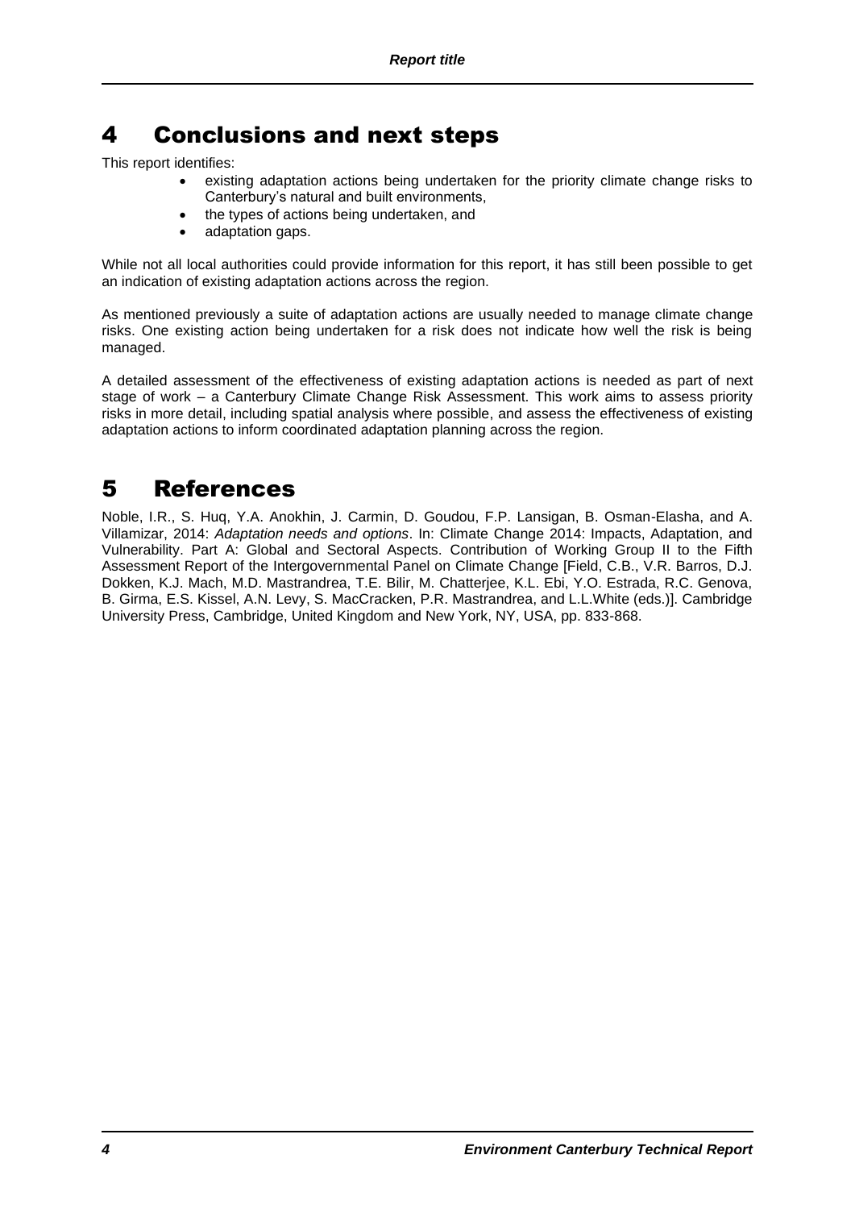# 4 Conclusions and next steps

This report identifies:

- existing adaptation actions being undertaken for the priority climate change risks to Canterbury's natural and built environments,
- the types of actions being undertaken, and
- adaptation gaps.

While not all local authorities could provide information for this report, it has still been possible to get an indication of existing adaptation actions across the region.

As mentioned previously a suite of adaptation actions are usually needed to manage climate change risks. One existing action being undertaken for a risk does not indicate how well the risk is being managed.

A detailed assessment of the effectiveness of existing adaptation actions is needed as part of next stage of work – a Canterbury Climate Change Risk Assessment. This work aims to assess priority risks in more detail, including spatial analysis where possible, and assess the effectiveness of existing adaptation actions to inform coordinated adaptation planning across the region.

# 5 References

Noble, I.R., S. Huq, Y.A. Anokhin, J. Carmin, D. Goudou, F.P. Lansigan, B. Osman-Elasha, and A. Villamizar, 2014: *Adaptation needs and options*. In: Climate Change 2014: Impacts, Adaptation, and Vulnerability. Part A: Global and Sectoral Aspects. Contribution of Working Group II to the Fifth Assessment Report of the Intergovernmental Panel on Climate Change [Field, C.B., V.R. Barros, D.J. Dokken, K.J. Mach, M.D. Mastrandrea, T.E. Bilir, M. Chatterjee, K.L. Ebi, Y.O. Estrada, R.C. Genova, B. Girma, E.S. Kissel, A.N. Levy, S. MacCracken, P.R. Mastrandrea, and L.L.White (eds.)]. Cambridge University Press, Cambridge, United Kingdom and New York, NY, USA, pp. 833-868.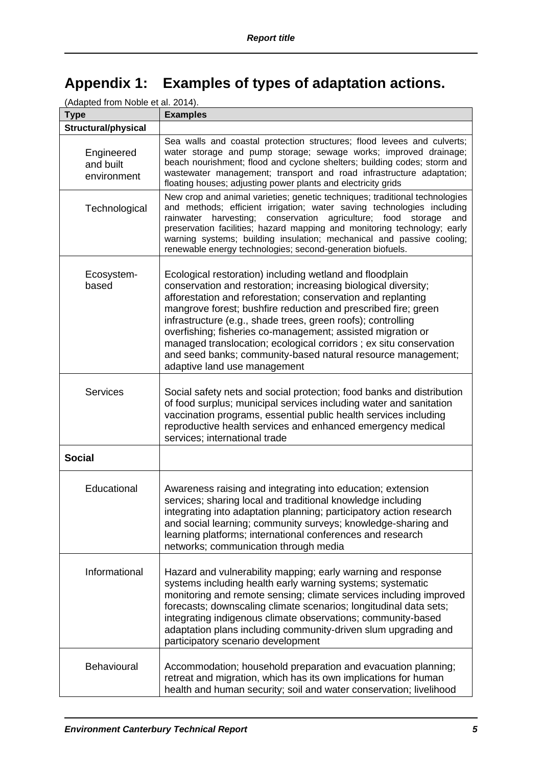# Appendix 1: Examples of types of adaptation actions.

(Adapted from Noble et al. 2014).

| Type | Examples |
|---|---|
| **Structural/physical** | |
| Engineered and built environment | Sea walls and coastal protection structures; flood levees and culverts; water storage and pump storage; sewage works; improved drainage; beach nourishment; flood and cyclone shelters; building codes; storm and wastewater management; transport and road infrastructure adaptation; floating houses; adjusting power plants and electricity grids |
| Technological | New crop and animal varieties; genetic techniques; traditional technologies and methods; efficient irrigation; water saving technologies including rainwater harvesting; conservation agriculture; food storage and preservation facilities; hazard mapping and monitoring technology; early warning systems; building insulation; mechanical and passive cooling; renewable energy technologies; second-generation biofuels. |
| Ecosystem-based | Ecological restoration) including wetland and floodplain conservation and restoration; increasing biological diversity; afforestation and reforestation; conservation and replanting mangrove forest; bushfire reduction and prescribed fire; green infrastructure (e.g., shade trees, green roofs); controlling overfishing; fisheries co-management; assisted migration or managed translocation; ecological corridors ; ex situ conservation and seed banks; community-based natural resource management; adaptive land use management |
| Services | Social safety nets and social protection; food banks and distribution of food surplus; municipal services including water and sanitation vaccination programs, essential public health services including reproductive health services and enhanced emergency medical services; international trade |
| **Social** | |
| Educational | Awareness raising and integrating into education; extension services; sharing local and traditional knowledge including integrating into adaptation planning; participatory action research and social learning; community surveys; knowledge-sharing and learning platforms; international conferences and research networks; communication through media |
| Informational | Hazard and vulnerability mapping; early warning and response systems including health early warning systems; systematic monitoring and remote sensing; climate services including improved forecasts; downscaling climate scenarios; longitudinal data sets; integrating indigenous climate observations; community-based adaptation plans including community-driven slum upgrading and participatory scenario development |
| Behavioural | Accommodation; household preparation and evacuation planning; retreat and migration, which has its own implications for human health and human security; soil and water conservation; livelihood |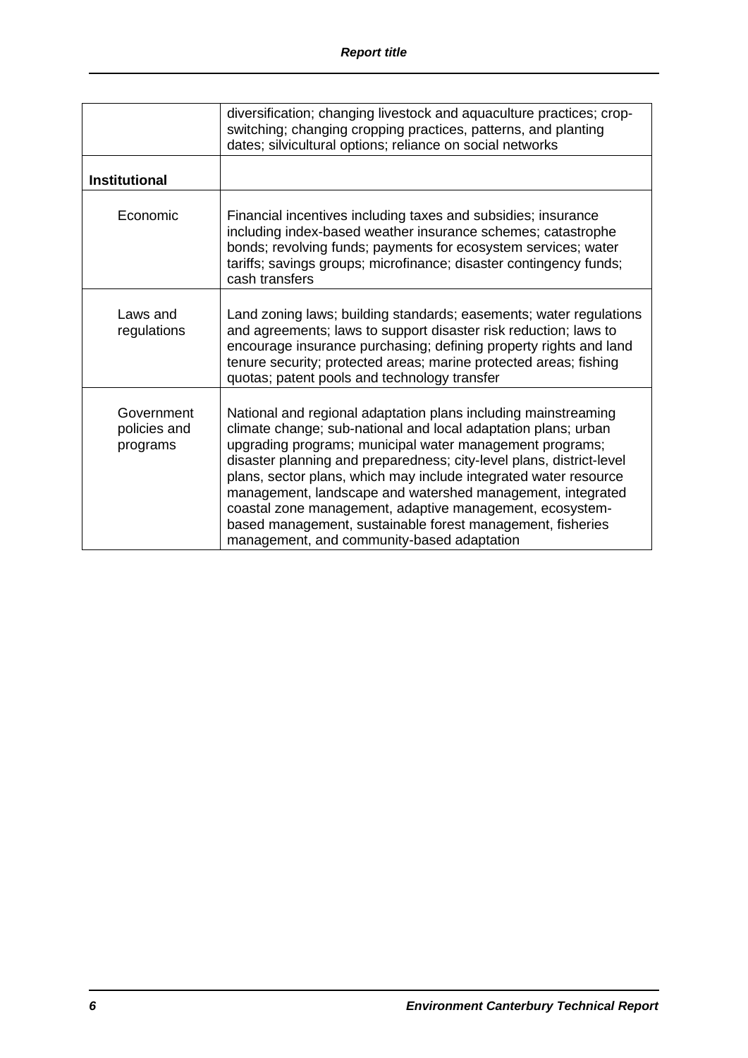| | |
|---|---|
| | diversification; changing livestock and aquaculture practices; crop-switching; changing cropping practices, patterns, and planting dates; silvicultural options; reliance on social networks |
| **Institutional** | |
| Economic | Financial incentives including taxes and subsidies; insurance including index-based weather insurance schemes; catastrophe bonds; revolving funds; payments for ecosystem services; water tariffs; savings groups; microfinance; disaster contingency funds; cash transfers |
| Laws and regulations | Land zoning laws; building standards; easements; water regulations and agreements; laws to support disaster risk reduction; laws to encourage insurance purchasing; defining property rights and land tenure security; protected areas; marine protected areas; fishing quotas; patent pools and technology transfer |
| Government policies and programs | National and regional adaptation plans including mainstreaming climate change; sub-national and local adaptation plans; urban upgrading programs; municipal water management programs; disaster planning and preparedness; city-level plans, district-level plans, sector plans, which may include integrated water resource management, landscape and watershed management, integrated coastal zone management, adaptive management, ecosystem-based management, sustainable forest management, fisheries management, and community-based adaptation |